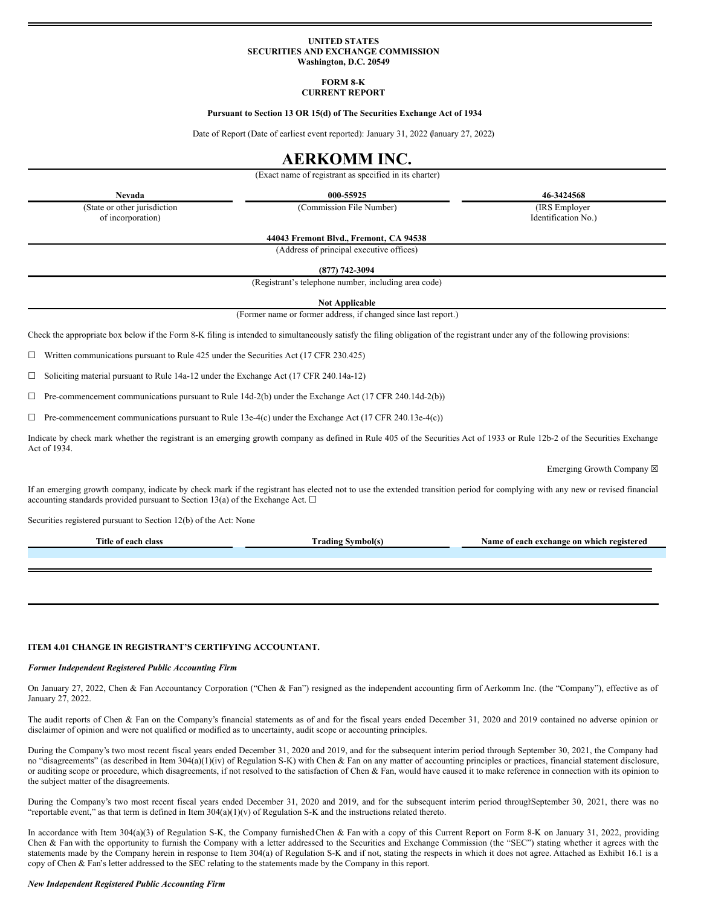**UNITED STATES**
**SECURITIES AND EXCHANGE COMMISSION**
**Washington, D.C. 20549**

**FORM 8-K**
**CURRENT REPORT**

**Pursuant to Section 13 OR 15(d) of The Securities Exchange Act of 1934**

Date of Report (Date of earliest event reported): January 31, 2022 (January 27, 2022)

# AERKOMM INC.

(Exact name of registrant as specified in its charter)

| **Nevada** | **000-55925** | **46-3424568** |
|---|---|---|
| (State or other jurisdiction of incorporation) | (Commission File Number) | (IRS Employer Identification No.) |

**44043 Fremont Blvd., Fremont, CA 94538**
(Address of principal executive offices)

**(877) 742-3094**
(Registrant's telephone number, including area code)

**Not Applicable**
(Former name or former address, if changed since last report.)

Check the appropriate box below if the Form 8-K filing is intended to simultaneously satisfy the filing obligation of the registrant under any of the following provisions:

☐ Written communications pursuant to Rule 425 under the Securities Act (17 CFR 230.425)

☐ Soliciting material pursuant to Rule 14a-12 under the Exchange Act (17 CFR 240.14a-12)

☐ Pre-commencement communications pursuant to Rule 14d-2(b) under the Exchange Act (17 CFR 240.14d-2(b))

☐ Pre-commencement communications pursuant to Rule 13e-4(c) under the Exchange Act (17 CFR 240.13e-4(c))

Indicate by check mark whether the registrant is an emerging growth company as defined in Rule 405 of the Securities Act of 1933 or Rule 12b-2 of the Securities Exchange Act of 1934.

Emerging Growth Company ☒

If an emerging growth company, indicate by check mark if the registrant has elected not to use the extended transition period for complying with any new or revised financial accounting standards provided pursuant to Section 13(a) of the Exchange Act. ☐

Securities registered pursuant to Section 12(b) of the Act: None

| Title of each class | Trading Symbol(s) | Name of each exchange on which registered |
|---|---|---|
| | | |

**ITEM 4.01 CHANGE IN REGISTRANT'S CERTIFYING ACCOUNTANT.**

***Former Independent Registered Public Accounting Firm***

On January 27, 2022, Chen & Fan Accountancy Corporation ("Chen & Fan") resigned as the independent accounting firm of Aerkomm Inc. (the "Company"), effective as of January 27, 2022.

The audit reports of Chen & Fan on the Company's financial statements as of and for the fiscal years ended December 31, 2020 and 2019 contained no adverse opinion or disclaimer of opinion and were not qualified or modified as to uncertainty, audit scope or accounting principles.

During the Company's two most recent fiscal years ended December 31, 2020 and 2019, and for the subsequent interim period through September 30, 2021, the Company had no "disagreements" (as described in Item 304(a)(1)(iv) of Regulation S-K) with Chen & Fan on any matter of accounting principles or practices, financial statement disclosure, or auditing scope or procedure, which disagreements, if not resolved to the satisfaction of Chen & Fan, would have caused it to make reference in connection with its opinion to the subject matter of the disagreements.

During the Company's two most recent fiscal years ended December 31, 2020 and 2019, and for the subsequent interim period through September 30, 2021, there was no "reportable event," as that term is defined in Item 304(a)(1)(v) of Regulation S-K and the instructions related thereto.

In accordance with Item 304(a)(3) of Regulation S-K, the Company furnished Chen & Fan with a copy of this Current Report on Form 8-K on January 31, 2022, providing Chen & Fan with the opportunity to furnish the Company with a letter addressed to the Securities and Exchange Commission (the "SEC") stating whether it agrees with the statements made by the Company herein in response to Item 304(a) of Regulation S-K and if not, stating the respects in which it does not agree. Attached as Exhibit 16.1 is a copy of Chen & Fan's letter addressed to the SEC relating to the statements made by the Company in this report.

***New Independent Registered Public Accounting Firm***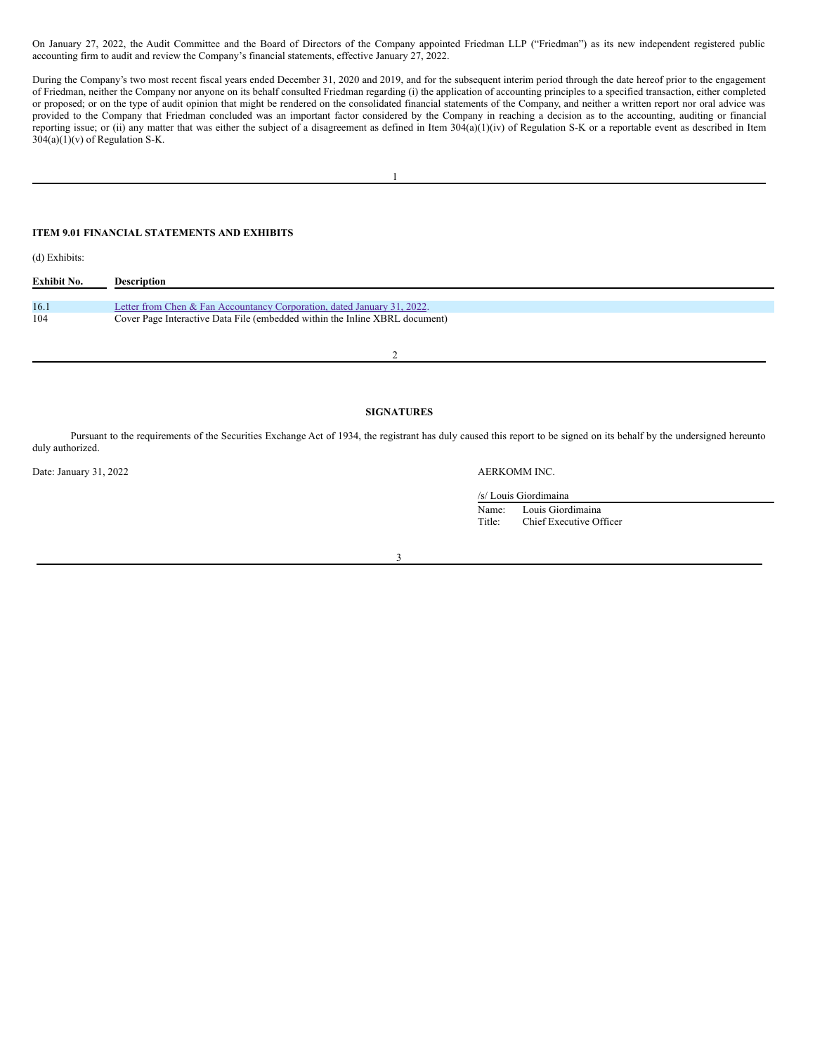On January 27, 2022, the Audit Committee and the Board of Directors of the Company appointed Friedman LLP ("Friedman") as its new independent registered public accounting firm to audit and review the Company's financial statements, effective January 27, 2022.

During the Company's two most recent fiscal years ended December 31, 2020 and 2019, and for the subsequent interim period through the date hereof prior to the engagement of Friedman, neither the Company nor anyone on its behalf consulted Friedman regarding (i) the application of accounting principles to a specified transaction, either completed or proposed; or on the type of audit opinion that might be rendered on the consolidated financial statements of the Company, and neither a written report nor oral advice was provided to the Company that Friedman concluded was an important factor considered by the Company in reaching a decision as to the accounting, auditing or financial reporting issue; or (ii) any matter that was either the subject of a disagreement as defined in Item 304(a)(1)(iv) of Regulation S-K or a reportable event as described in Item 304(a)(1)(v) of Regulation S-K.

**ITEM 9.01 FINANCIAL STATEMENTS AND EXHIBITS**

(d) Exhibits:

| Exhibit No. | Description |
|---|---|
| 16.1 | Letter from Chen & Fan Accountancy Corporation, dated January 31, 2022. |
| 104 | Cover Page Interactive Data File (embedded within the Inline XBRL document) |

**SIGNATURES**

Pursuant to the requirements of the Securities Exchange Act of 1934, the registrant has duly caused this report to be signed on its behalf by the undersigned hereunto duly authorized.

Date: January 31, 2022

AERKOMM INC.

/s/ Louis Giordimaina
Name: Louis Giordimaina
Title: Chief Executive Officer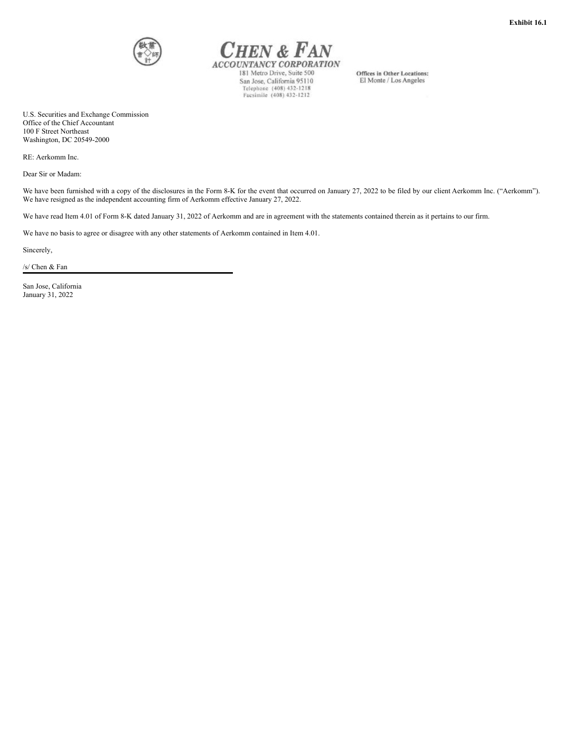**Exhibit 16.1**

**CHEN & FAN**
**ACCOUNTANCY CORPORATION**
181 Metro Drive, Suite 500
San Jose, California 95110
Telephone (408) 432-1218
Facsimile (408) 432-1212

**Offices in Other Locations:**
El Monte / Los Angeles

U.S. Securities and Exchange Commission
Office of the Chief Accountant
100 F Street Northeast
Washington, DC 20549-2000

RE: Aerkomm Inc.

Dear Sir or Madam:

We have been furnished with a copy of the disclosures in the Form 8-K for the event that occurred on January 27, 2022 to be filed by our client Aerkomm Inc. ("Aerkomm"). We have resigned as the independent accounting firm of Aerkomm effective January 27, 2022.

We have read Item 4.01 of Form 8-K dated January 31, 2022 of Aerkomm and are in agreement with the statements contained therein as it pertains to our firm.

We have no basis to agree or disagree with any other statements of Aerkomm contained in Item 4.01.

Sincerely,

/s/ Chen & Fan

San Jose, California
January 31, 2022